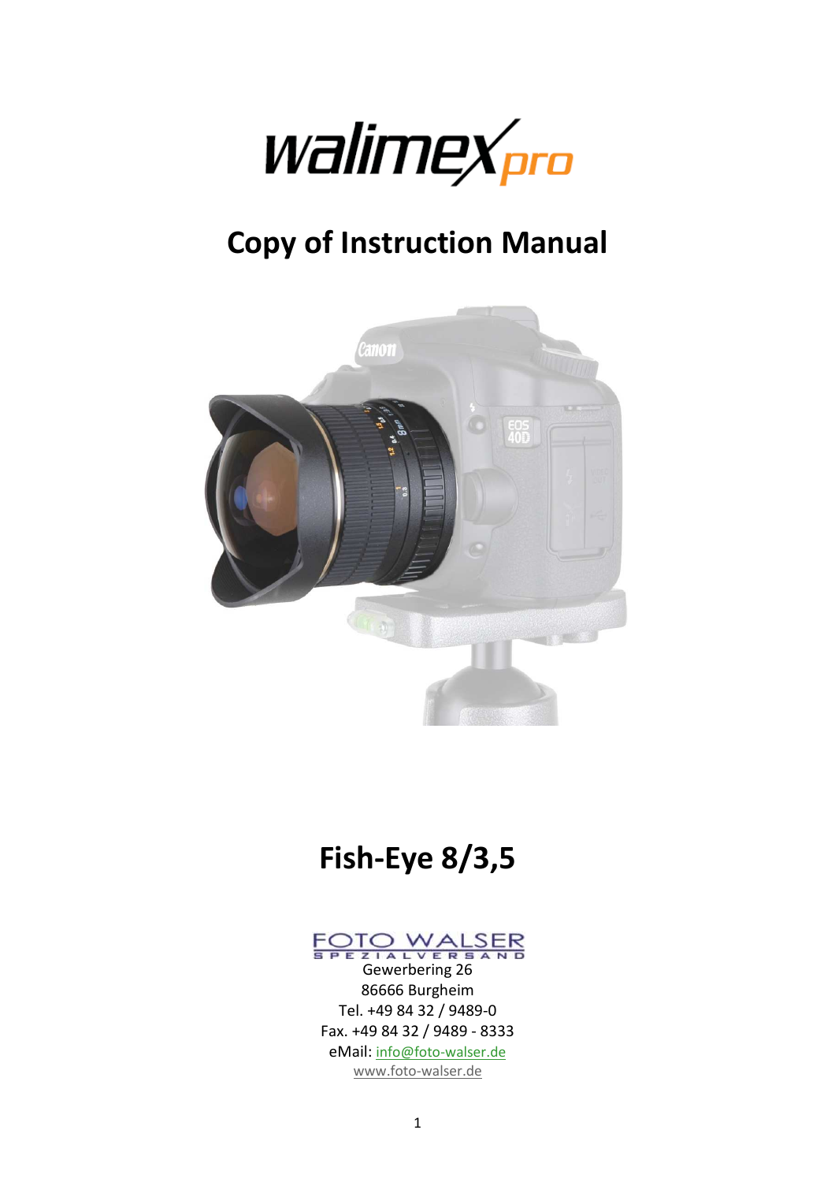walimex pro

# Copy of Instruction Manual

# Fish-Eye 8/3,5

FOTO WALSER
SPEZIALVERSAND

Gewerbering 26
86666 Burgheim
Tel. +49 84 32 / 9489-0
Fax. +49 84 32 / 9489 - 8333
eMail: info@foto-walser.de
www.foto-walser.de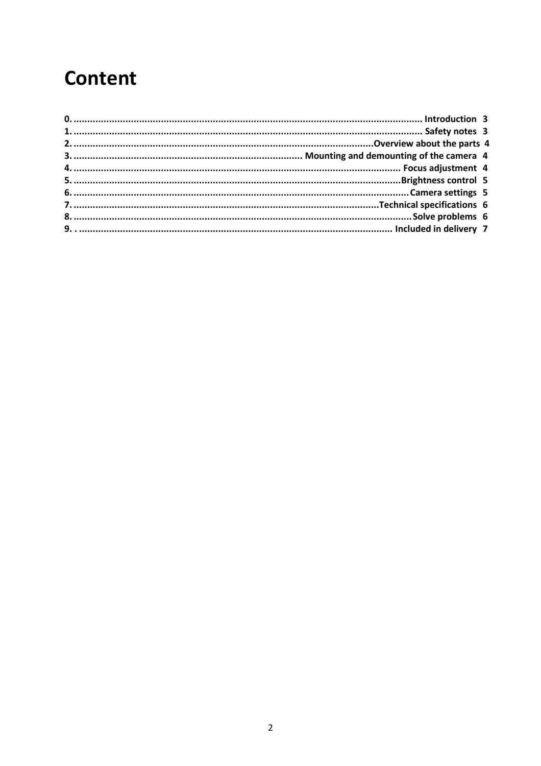# Content

0. Introduction 3
1. Safety notes 3
2. Overview about the parts 4
3. Mounting and demounting of the camera 4
4. Focus adjustment 4
5. Brightness control 5
6. Camera settings 5
7. Technical specifications 6
8. Solve problems 6
9. Included in delivery 7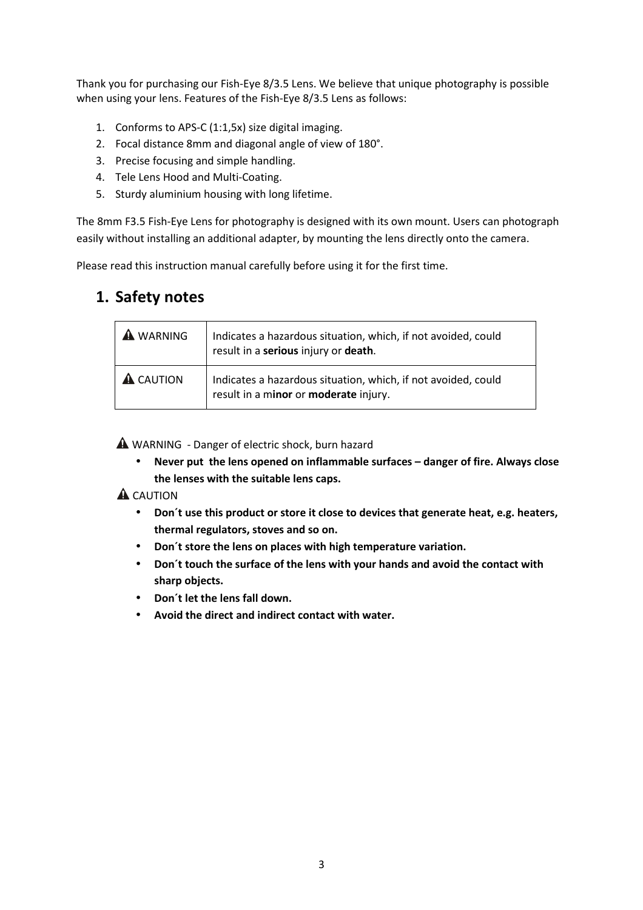Thank you for purchasing our Fish-Eye 8/3.5 Lens. We believe that unique photography is possible when using your lens. Features of the Fish-Eye 8/3.5 Lens as follows:

1. Conforms to APS-C (1:1,5x) size digital imaging.
2. Focal distance 8mm and diagonal angle of view of 180°.
3. Precise focusing and simple handling.
4. Tele Lens Hood and Multi-Coating.
5. Sturdy aluminium housing with long lifetime.

The 8mm F3.5 Fish-Eye Lens for photography is designed with its own mount. Users can photograph easily without installing an additional adapter, by mounting the lens directly onto the camera.

Please read this instruction manual carefully before using it for the first time.

## 1. Safety notes

| ⚠ WARNING | Indicates a hazardous situation, which, if not avoided, could result in a **serious** injury or **death**. |
|---|---|
| ⚠ CAUTION | Indicates a hazardous situation, which, if not avoided, could result in a m**inor** or **moderate** injury. |

⚠ WARNING - Danger of electric shock, burn hazard

- **Never put the lens opened on inflammable surfaces – danger of fire. Always close the lenses with the suitable lens caps.**

⚠ CAUTION

- **Don´t use this product or store it close to devices that generate heat, e.g. heaters, thermal regulators, stoves and so on.**
- **Don´t store the lens on places with high temperature variation.**
- **Don´t touch the surface of the lens with your hands and avoid the contact with sharp objects.**
- **Don´t let the lens fall down.**
- **Avoid the direct and indirect contact with water.**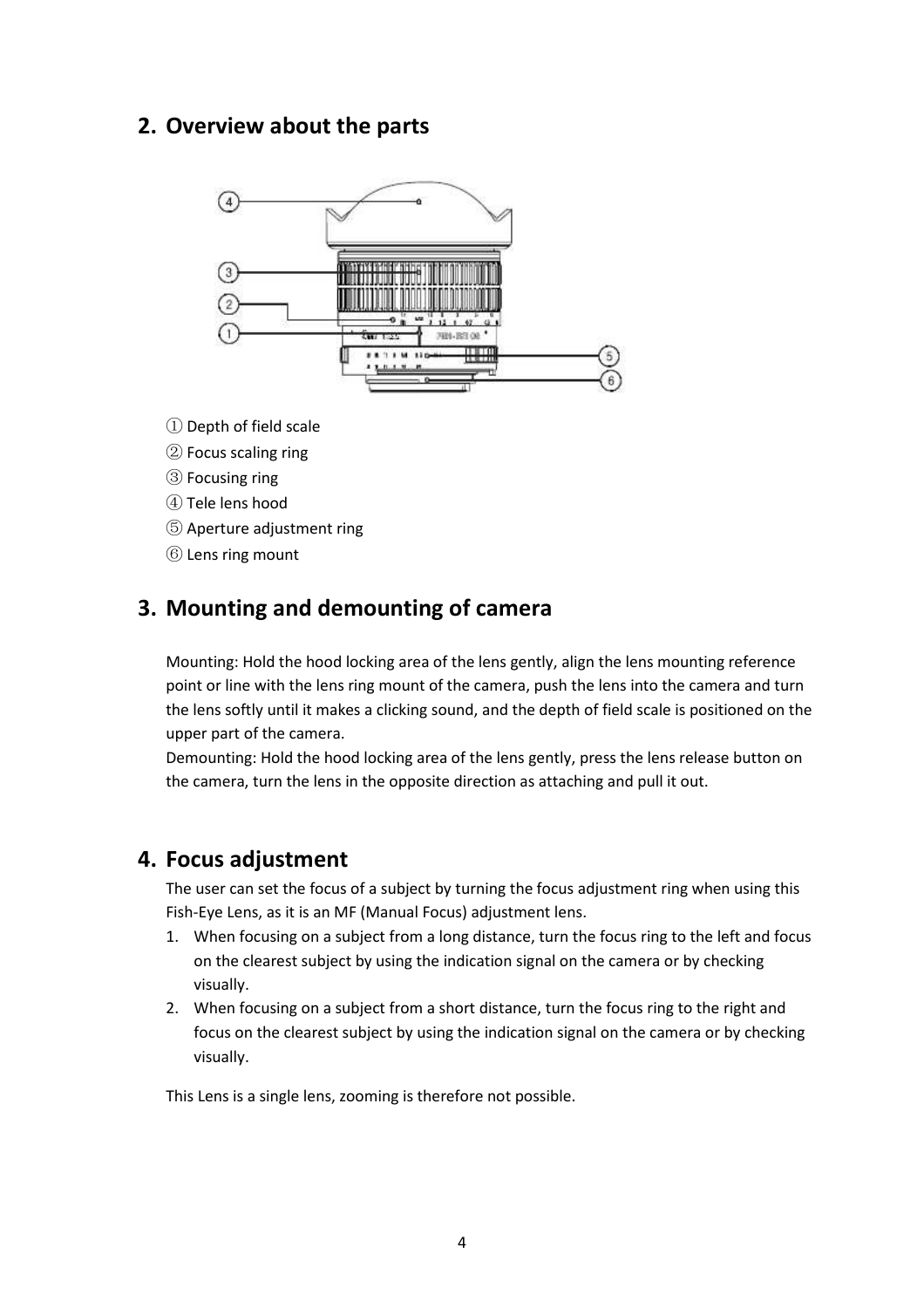## 2. Overview about the parts

① Depth of field scale
② Focus scaling ring
③ Focusing ring
④ Tele lens hood
⑤ Aperture adjustment ring
⑥ Lens ring mount

## 3. Mounting and demounting of camera

Mounting: Hold the hood locking area of the lens gently, align the lens mounting reference point or line with the lens ring mount of the camera, push the lens into the camera and turn the lens softly until it makes a clicking sound, and the depth of field scale is positioned on the upper part of the camera.
Demounting: Hold the hood locking area of the lens gently, press the lens release button on the camera, turn the lens in the opposite direction as attaching and pull it out.

## 4. Focus adjustment

The user can set the focus of a subject by turning the focus adjustment ring when using this Fish-Eye Lens, as it is an MF (Manual Focus) adjustment lens.

1. When focusing on a subject from a long distance, turn the focus ring to the left and focus on the clearest subject by using the indication signal on the camera or by checking visually.
2. When focusing on a subject from a short distance, turn the focus ring to the right and focus on the clearest subject by using the indication signal on the camera or by checking visually.

This Lens is a single lens, zooming is therefore not possible.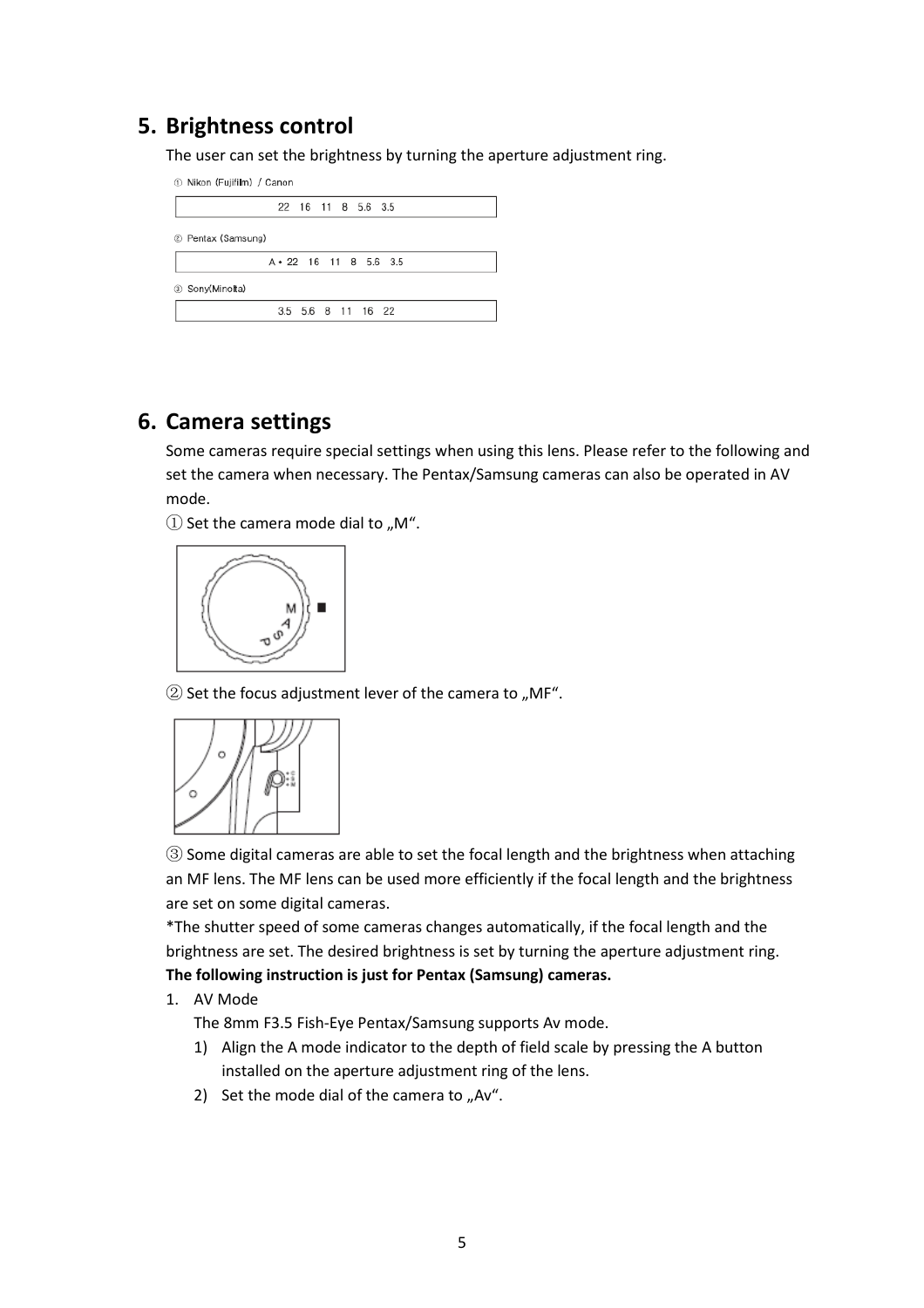## 5. Brightness control

The user can set the brightness by turning the aperture adjustment ring.

① Nikon (Fujifilm) / Canon

| 22 16 11 8 5.6 3.5 |
|---|

② Pentax (Samsung)

| A • 22 16 11 8 5.6 3.5 |
|---|

③ Sony(Minolta)

| 3.5 5.6 8 11 16 22 |
|---|

## 6. Camera settings

Some cameras require special settings when using this lens. Please refer to the following and set the camera when necessary. The Pentax/Samsung cameras can also be operated in AV mode.

① Set the camera mode dial to „M".

② Set the focus adjustment lever of the camera to „MF".

③ Some digital cameras are able to set the focal length and the brightness when attaching an MF lens. The MF lens can be used more efficiently if the focal length and the brightness are set on some digital cameras.

*The shutter speed of some cameras changes automatically, if the focal length and the brightness are set. The desired brightness is set by turning the aperture adjustment ring.

**The following instruction is just for Pentax (Samsung) cameras.**

1. AV Mode

   The 8mm F3.5 Fish-Eye Pentax/Samsung supports Av mode.

   1) Align the A mode indicator to the depth of field scale by pressing the A button installed on the aperture adjustment ring of the lens.
   2) Set the mode dial of the camera to „Av".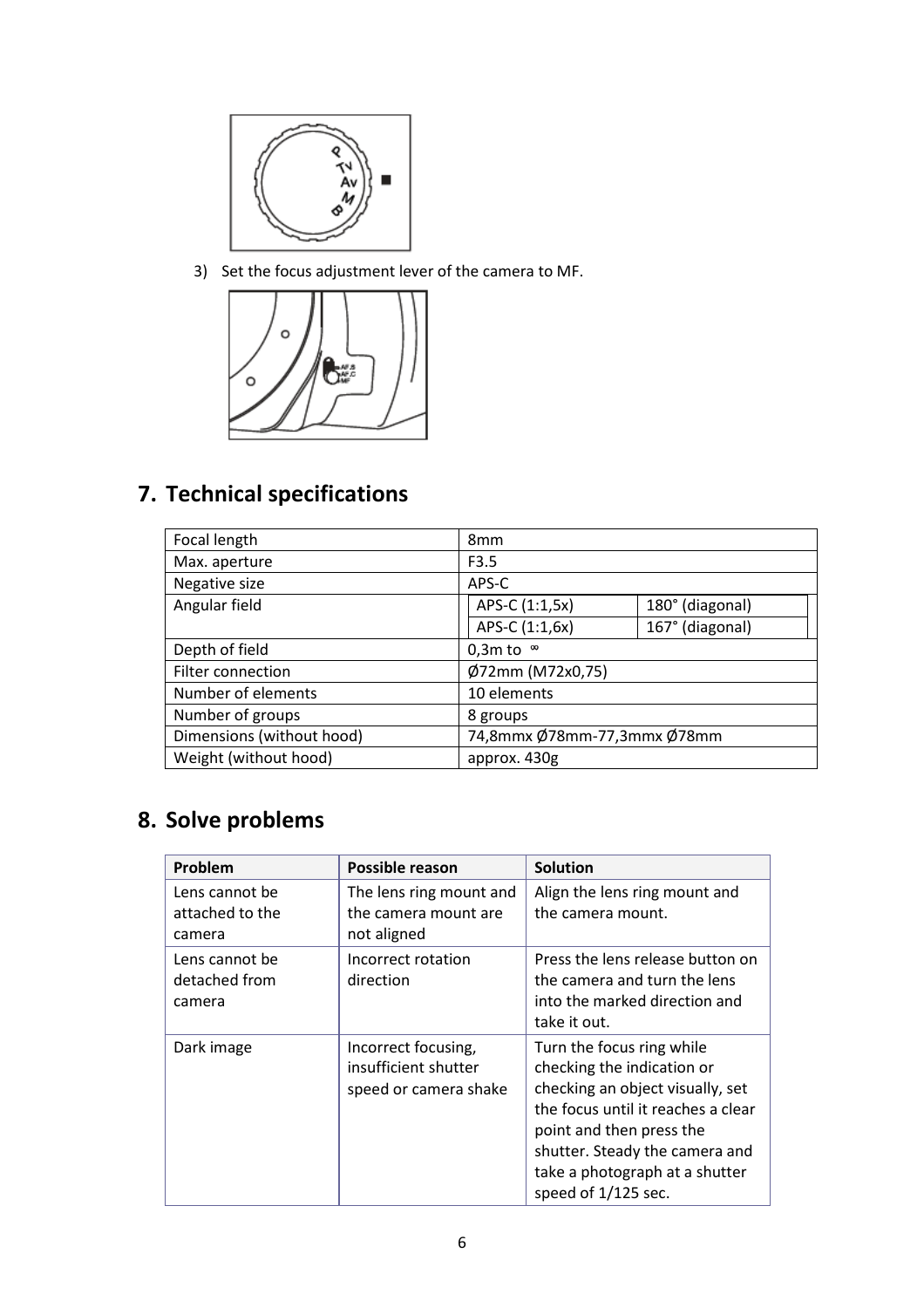3) Set the focus adjustment lever of the camera to MF.

## 7. Technical specifications

| | | |
|---|---|---|
| Focal length | 8mm | |
| Max. aperture | F3.5 | |
| Negative size | APS-C | |
| Angular field | APS-C (1:1,5x) | 180° (diagonal) |
| | APS-C (1:1,6x) | 167° (diagonal) |
| Depth of field | 0,3m to ∞ | |
| Filter connection | Ø72mm (M72x0,75) | |
| Number of elements | 10 elements | |
| Number of groups | 8 groups | |
| Dimensions (without hood) | 74,8mmx Ø78mm-77,3mmx Ø78mm | |
| Weight (without hood) | approx. 430g | |

## 8. Solve problems

| Problem | Possible reason | Solution |
|---|---|---|
| Lens cannot be attached to the camera | The lens ring mount and the camera mount are not aligned | Align the lens ring mount and the camera mount. |
| Lens cannot be detached from camera | Incorrect rotation direction | Press the lens release button on the camera and turn the lens into the marked direction and take it out. |
| Dark image | Incorrect focusing, insufficient shutter speed or camera shake | Turn the focus ring while checking the indication or checking an object visually, set the focus until it reaches a clear point and then press the shutter. Steady the camera and take a photograph at a shutter speed of 1/125 sec. |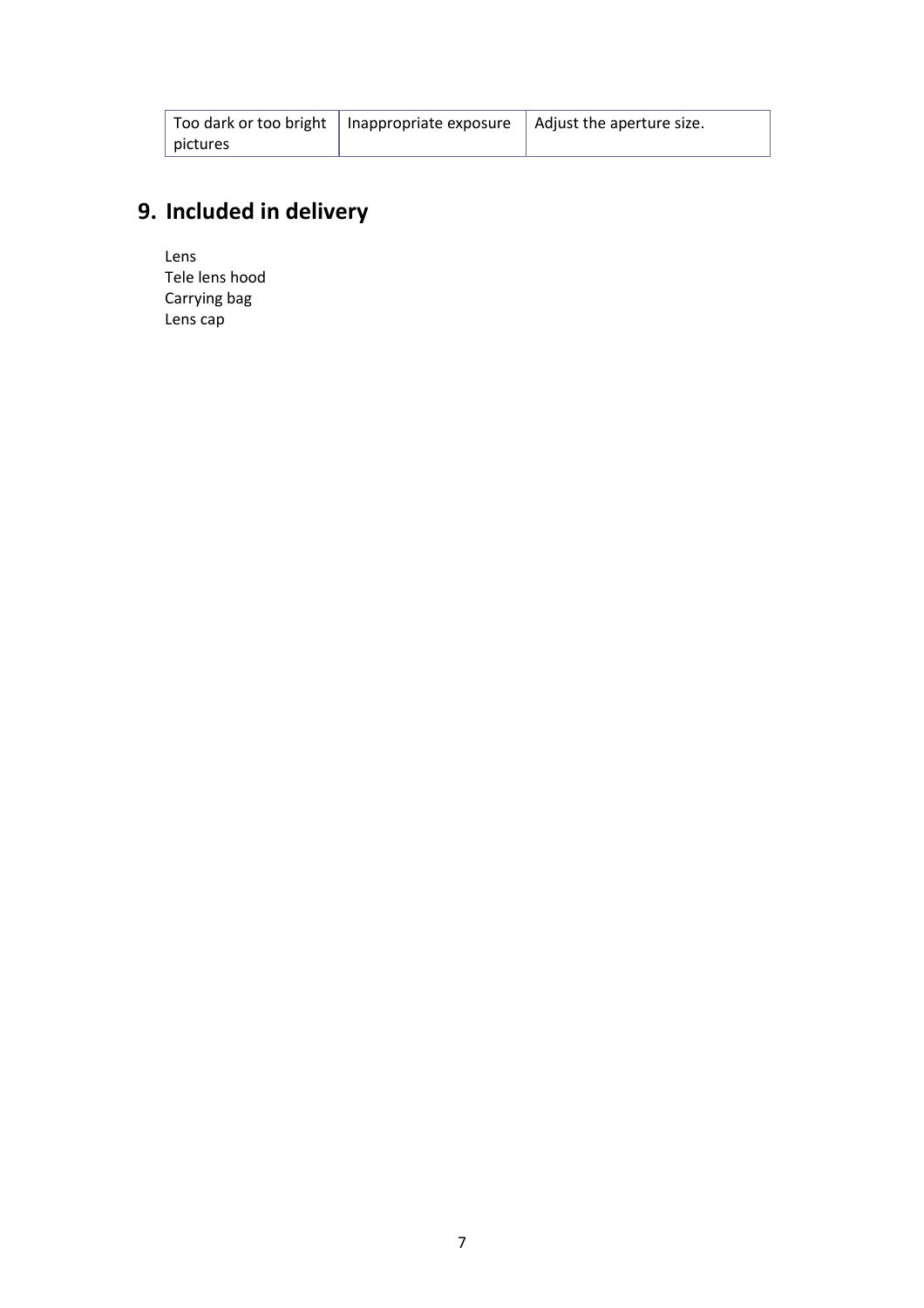| | | |
|---|---|---|
| Too dark or too bright pictures | Inappropriate exposure | Adjust the aperture size. |

## 9. Included in delivery

Lens
Tele lens hood
Carrying bag
Lens cap